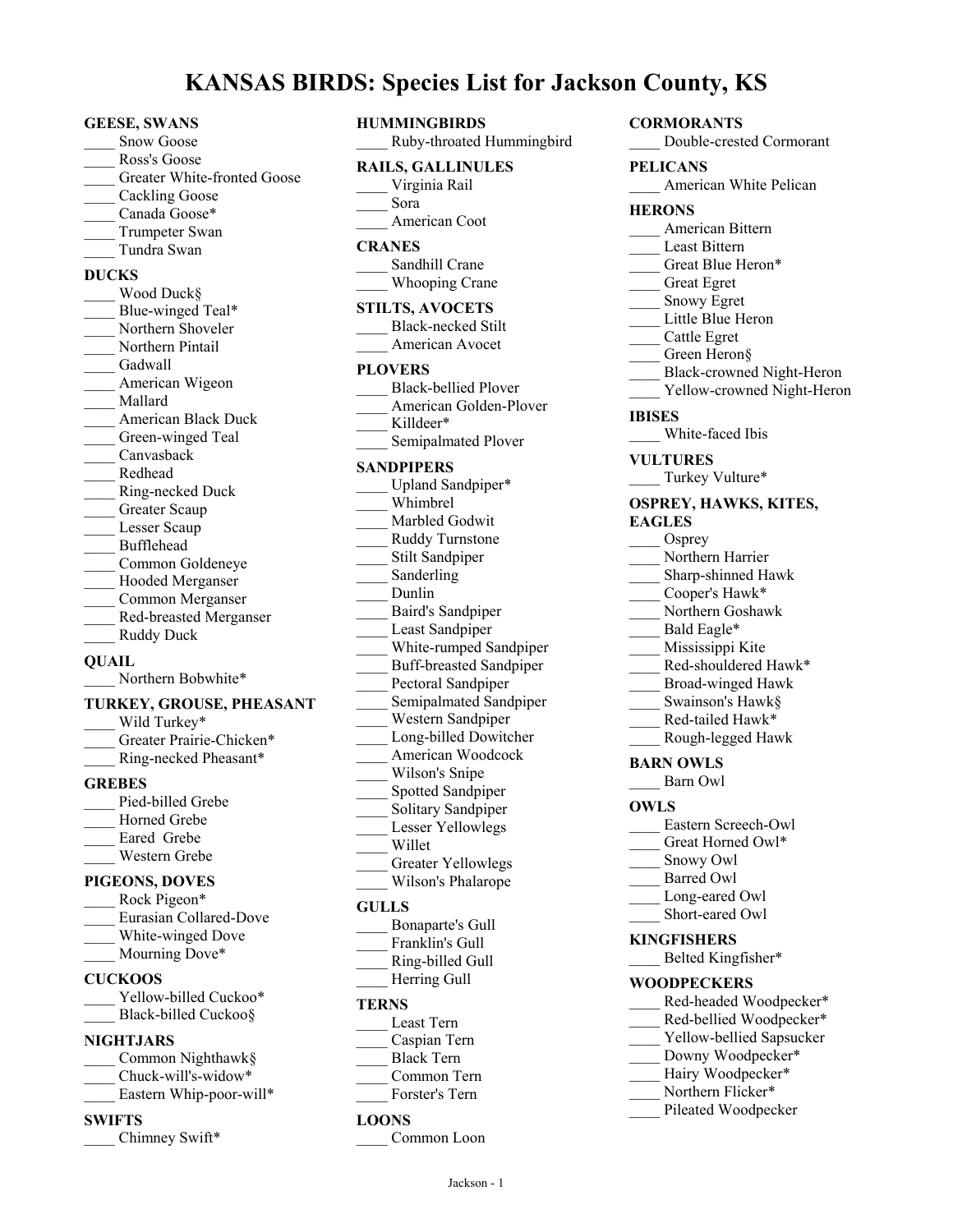# KANSAS BIRDS: Species List for Jackson County, KS

**GEESE, SWANS**
____ Snow Goose
____ Ross's Goose
____ Greater White-fronted Goose
____ Cackling Goose
____ Canada Goose*
____ Trumpeter Swan
____ Tundra Swan

**DUCKS**
____ Wood Duck§
____ Blue-winged Teal*
____ Northern Shoveler
____ Northern Pintail
____ Gadwall
____ American Wigeon
____ Mallard
____ American Black Duck
____ Green-winged Teal
____ Canvasback
____ Redhead
____ Ring-necked Duck
____ Greater Scaup
____ Lesser Scaup
____ Bufflehead
____ Common Goldeneye
____ Hooded Merganser
____ Common Merganser
____ Red-breasted Merganser
____ Ruddy Duck

**QUAIL**
____ Northern Bobwhite*

**TURKEY, GROUSE, PHEASANT**
____ Wild Turkey*
____ Greater Prairie-Chicken*
____ Ring-necked Pheasant*

**GREBES**
____ Pied-billed Grebe
____ Horned Grebe
____ Eared Grebe
____ Western Grebe

**PIGEONS, DOVES**
____ Rock Pigeon*
____ Eurasian Collared-Dove
____ White-winged Dove
____ Mourning Dove*

**CUCKOOS**
____ Yellow-billed Cuckoo*
____ Black-billed Cuckoo§

**NIGHTJARS**
____ Common Nighthawk§
____ Chuck-will's-widow*
____ Eastern Whip-poor-will*

**SWIFTS**
____ Chimney Swift*

**HUMMINGBIRDS**
____ Ruby-throated Hummingbird

**RAILS, GALLINULES**
____ Virginia Rail
____ Sora
____ American Coot

**CRANES**
____ Sandhill Crane
____ Whooping Crane

**STILTS, AVOCETS**
____ Black-necked Stilt
____ American Avocet

**PLOVERS**
____ Black-bellied Plover
____ American Golden-Plover
____ Killdeer*
____ Semipalmated Plover

**SANDPIPERS**
____ Upland Sandpiper*
____ Whimbrel
____ Marbled Godwit
____ Ruddy Turnstone
____ Stilt Sandpiper
____ Sanderling
____ Dunlin
____ Baird's Sandpiper
____ Least Sandpiper
____ White-rumped Sandpiper
____ Buff-breasted Sandpiper
____ Pectoral Sandpiper
____ Semipalmated Sandpiper
____ Western Sandpiper
____ Long-billed Dowitcher
____ American Woodcock
____ Wilson's Snipe
____ Spotted Sandpiper
____ Solitary Sandpiper
____ Lesser Yellowlegs
____ Willet
____ Greater Yellowlegs
____ Wilson's Phalarope

**GULLS**
____ Bonaparte's Gull
____ Franklin's Gull
____ Ring-billed Gull
____ Herring Gull

**TERNS**
____ Least Tern
____ Caspian Tern
____ Black Tern
____ Common Tern
____ Forster's Tern

**LOONS**
____ Common Loon

**CORMORANTS**
____ Double-crested Cormorant

**PELICANS**
____ American White Pelican

**HERONS**
____ American Bittern
____ Least Bittern
____ Great Blue Heron*
____ Great Egret
____ Snowy Egret
____ Little Blue Heron
____ Cattle Egret
____ Green Heron§
____ Black-crowned Night-Heron
____ Yellow-crowned Night-Heron

**IBISES**
____ White-faced Ibis

**VULTURES**
____ Turkey Vulture*

**OSPREY, HAWKS, KITES, EAGLES**
____ Osprey
____ Northern Harrier
____ Sharp-shinned Hawk
____ Cooper's Hawk*
____ Northern Goshawk
____ Bald Eagle*
____ Mississippi Kite
____ Red-shouldered Hawk*
____ Broad-winged Hawk
____ Swainson's Hawk§
____ Red-tailed Hawk*
____ Rough-legged Hawk

**BARN OWLS**
____ Barn Owl

**OWLS**
____ Eastern Screech-Owl
____ Great Horned Owl*
____ Snowy Owl
____ Barred Owl
____ Long-eared Owl
____ Short-eared Owl

**KINGFISHERS**
____ Belted Kingfisher*

**WOODPECKERS**
____ Red-headed Woodpecker*
____ Red-bellied Woodpecker*
____ Yellow-bellied Sapsucker
____ Downy Woodpecker*
____ Hairy Woodpecker*
____ Northern Flicker*
____ Pileated Woodpecker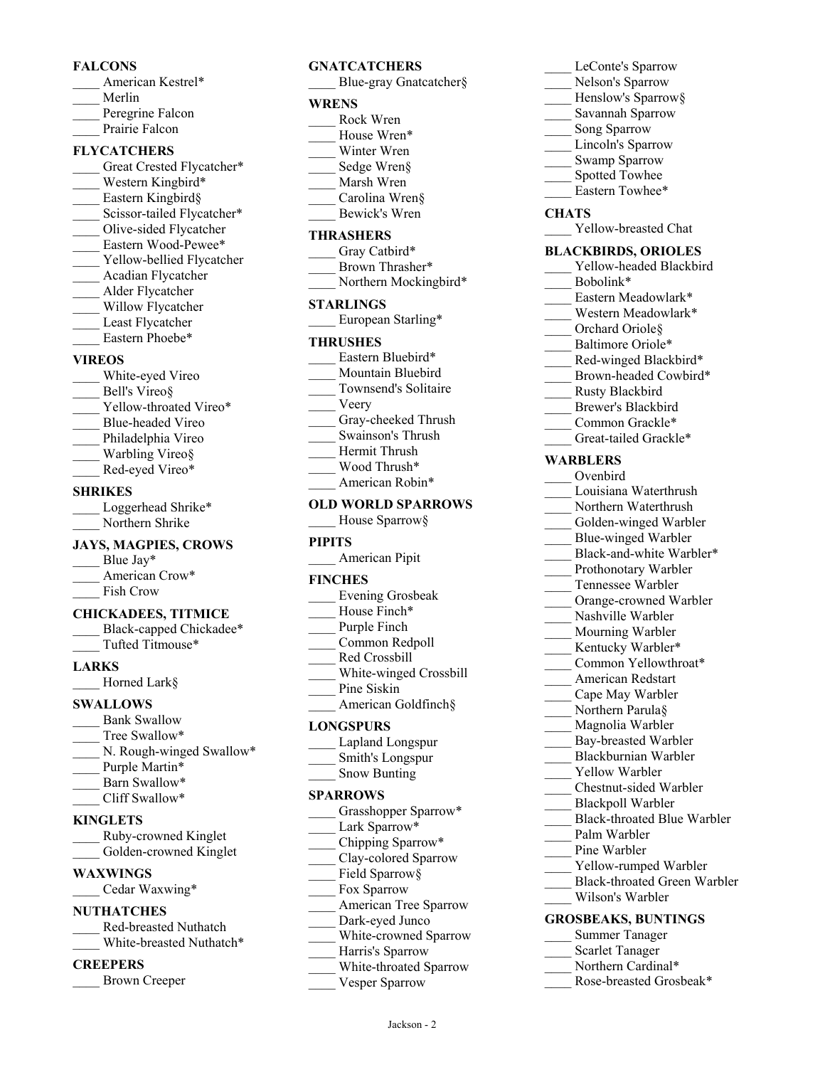## FALCONS

____ American Kestrel*
____ Merlin
____ Peregrine Falcon
____ Prairie Falcon

## FLYCATCHERS

____ Great Crested Flycatcher*
____ Western Kingbird*
____ Eastern Kingbird§
____ Scissor-tailed Flycatcher*
____ Olive-sided Flycatcher
____ Eastern Wood-Pewee*
____ Yellow-bellied Flycatcher
____ Acadian Flycatcher
____ Alder Flycatcher
____ Willow Flycatcher
____ Least Flycatcher
____ Eastern Phoebe*

## VIREOS

____ White-eyed Vireo
____ Bell's Vireo§
____ Yellow-throated Vireo*
____ Blue-headed Vireo
____ Philadelphia Vireo
____ Warbling Vireo§
____ Red-eyed Vireo*

## SHRIKES

____ Loggerhead Shrike*
____ Northern Shrike

## JAYS, MAGPIES, CROWS

____ Blue Jay*
____ American Crow*
____ Fish Crow

## CHICKADEES, TITMICE

____ Black-capped Chickadee*
____ Tufted Titmouse*

## LARKS

____ Horned Lark§

## SWALLOWS

____ Bank Swallow
____ Tree Swallow*
____ N. Rough-winged Swallow*
____ Purple Martin*
____ Barn Swallow*
____ Cliff Swallow*

## KINGLETS

____ Ruby-crowned Kinglet
____ Golden-crowned Kinglet

## WAXWINGS

____ Cedar Waxwing*

## NUTHATCHES

____ Red-breasted Nuthatch
____ White-breasted Nuthatch*

## CREEPERS

____ Brown Creeper

## GNATCATCHERS

____ Blue-gray Gnatcatcher§

## WRENS

____ Rock Wren
____ House Wren*
____ Winter Wren
____ Sedge Wren§
____ Marsh Wren
____ Carolina Wren§
____ Bewick's Wren

## THRASHERS

____ Gray Catbird*
____ Brown Thrasher*
____ Northern Mockingbird*

## STARLINGS

____ European Starling*

## THRUSHES

____ Eastern Bluebird*
____ Mountain Bluebird
____ Townsend's Solitaire
____ Veery
____ Gray-cheeked Thrush
____ Swainson's Thrush
____ Hermit Thrush
____ Wood Thrush*
____ American Robin*

## OLD WORLD SPARROWS

____ House Sparrow§

## PIPITS

____ American Pipit

## FINCHES

____ Evening Grosbeak
____ House Finch*
____ Purple Finch
____ Common Redpoll
____ Red Crossbill
____ White-winged Crossbill
____ Pine Siskin
____ American Goldfinch§

## LONGSPURS

____ Lapland Longspur
____ Smith's Longspur
____ Snow Bunting

## SPARROWS

____ Grasshopper Sparrow*
____ Lark Sparrow*
____ Chipping Sparrow*
____ Clay-colored Sparrow
____ Field Sparrow§
____ Fox Sparrow
____ American Tree Sparrow
____ Dark-eyed Junco
____ White-crowned Sparrow
____ Harris's Sparrow
____ White-throated Sparrow
____ Vesper Sparrow
____ LeConte's Sparrow
____ Nelson's Sparrow
____ Henslow's Sparrow§
____ Savannah Sparrow
____ Song Sparrow
____ Lincoln's Sparrow
____ Swamp Sparrow
____ Spotted Towhee
____ Eastern Towhee*

## CHATS

____ Yellow-breasted Chat

## BLACKBIRDS, ORIOLES

____ Yellow-headed Blackbird
____ Bobolink*
____ Eastern Meadowlark*
____ Western Meadowlark*
____ Orchard Oriole§
____ Baltimore Oriole*
____ Red-winged Blackbird*
____ Brown-headed Cowbird*
____ Rusty Blackbird
____ Brewer's Blackbird
____ Common Grackle*
____ Great-tailed Grackle*

## WARBLERS

____ Ovenbird
____ Louisiana Waterthrush
____ Northern Waterthrush
____ Golden-winged Warbler
____ Blue-winged Warbler
____ Black-and-white Warbler*
____ Prothonotary Warbler
____ Tennessee Warbler
____ Orange-crowned Warbler
____ Nashville Warbler
____ Mourning Warbler
____ Kentucky Warbler*
____ Common Yellowthroat*
____ American Redstart
____ Cape May Warbler
____ Northern Parula§
____ Magnolia Warbler
____ Bay-breasted Warbler
____ Blackburnian Warbler
____ Yellow Warbler
____ Chestnut-sided Warbler
____ Blackpoll Warbler
____ Black-throated Blue Warbler
____ Palm Warbler
____ Pine Warbler
____ Yellow-rumped Warbler
____ Black-throated Green Warbler
____ Wilson's Warbler

## GROSBEAKS, BUNTINGS

____ Summer Tanager
____ Scarlet Tanager
____ Northern Cardinal*
____ Rose-breasted Grosbeak*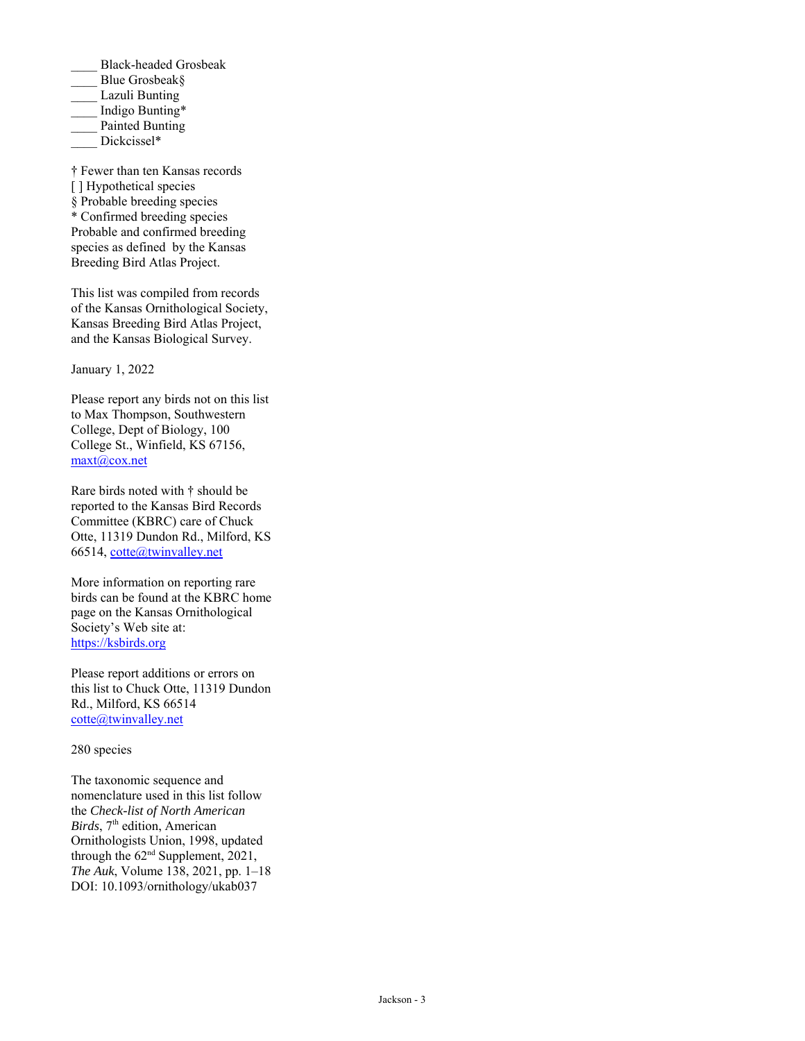____ Black-headed Grosbeak
____ Blue Grosbeak§
____ Lazuli Bunting
____ Indigo Bunting*
____ Painted Bunting
____ Dickcissel*

† Fewer than ten Kansas records
[ ] Hypothetical species
§ Probable breeding species
* Confirmed breeding species
Probable and confirmed breeding species as defined by the Kansas Breeding Bird Atlas Project.

This list was compiled from records of the Kansas Ornithological Society, Kansas Breeding Bird Atlas Project, and the Kansas Biological Survey.

January 1, 2022

Please report any birds not on this list to Max Thompson, Southwestern College, Dept of Biology, 100 College St., Winfield, KS 67156, maxt@cox.net

Rare birds noted with † should be reported to the Kansas Bird Records Committee (KBRC) care of Chuck Otte, 11319 Dundon Rd., Milford, KS 66514, cotte@twinvalley.net

More information on reporting rare birds can be found at the KBRC home page on the Kansas Ornithological Society's Web site at: https://ksbirds.org

Please report additions or errors on this list to Chuck Otte, 11319 Dundon Rd., Milford, KS 66514 cotte@twinvalley.net

280 species

The taxonomic sequence and nomenclature used in this list follow the *Check-list of North American Birds*, 7th edition, American Ornithologists Union, 1998, updated through the 62nd Supplement, 2021, *The Auk*, Volume 138, 2021, pp. 1–18 DOI: 10.1093/ornithology/ukab037